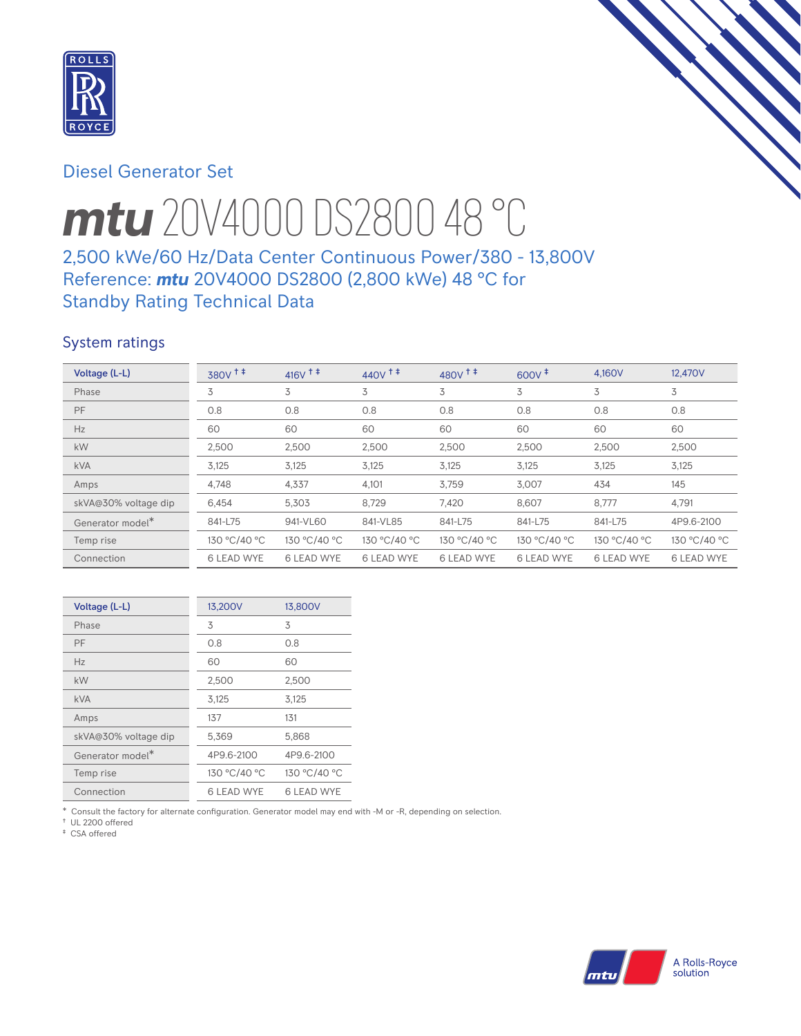Diesel Generator Set

# *mtu* 20V4000 DS2800 48 °C

## 2,500 kWe/60 Hz/Data Center Continuous Power/380 - 13,800V Reference: *mtu* 20V4000 DS2800 (2,800 kWe) 48 °C for Standby Rating Technical Data

### System ratings

| Voltage (L-L) | 380V † ‡ | 416V † ‡ | 440V † ‡ | 480V † ‡ | 600V ‡ | 4,160V | 12,470V |
|---|---|---|---|---|---|---|---|
| Phase | 3 | 3 | 3 | 3 | 3 | 3 | 3 |
| PF | 0.8 | 0.8 | 0.8 | 0.8 | 0.8 | 0.8 | 0.8 |
| Hz | 60 | 60 | 60 | 60 | 60 | 60 | 60 |
| kW | 2,500 | 2,500 | 2,500 | 2,500 | 2,500 | 2,500 | 2,500 |
| kVA | 3,125 | 3,125 | 3,125 | 3,125 | 3,125 | 3,125 | 3,125 |
| Amps | 4,748 | 4,337 | 4,101 | 3,759 | 3,007 | 434 | 145 |
| skVA@30% voltage dip | 6,454 | 5,303 | 8,729 | 7,420 | 8,607 | 8,777 | 4,791 |
| Generator model* | 841-L75 | 941-VL60 | 841-VL85 | 841-L75 | 841-L75 | 841-L75 | 4P9.6-2100 |
| Temp rise | 130 °C/40 °C | 130 °C/40 °C | 130 °C/40 °C | 130 °C/40 °C | 130 °C/40 °C | 130 °C/40 °C | 130 °C/40 °C |
| Connection | 6 LEAD WYE | 6 LEAD WYE | 6 LEAD WYE | 6 LEAD WYE | 6 LEAD WYE | 6 LEAD WYE | 6 LEAD WYE |

| Voltage (L-L) | 13,200V | 13,800V |
|---|---|---|
| Phase | 3 | 3 |
| PF | 0.8 | 0.8 |
| Hz | 60 | 60 |
| kW | 2,500 | 2,500 |
| kVA | 3,125 | 3,125 |
| Amps | 137 | 131 |
| skVA@30% voltage dip | 5,369 | 5,868 |
| Generator model* | 4P9.6-2100 | 4P9.6-2100 |
| Temp rise | 130 °C/40 °C | 130 °C/40 °C |
| Connection | 6 LEAD WYE | 6 LEAD WYE |

\* Consult the factory for alternate configuration. Generator model may end with -M or -R, depending on selection.
† UL 2200 offered
‡ CSA offered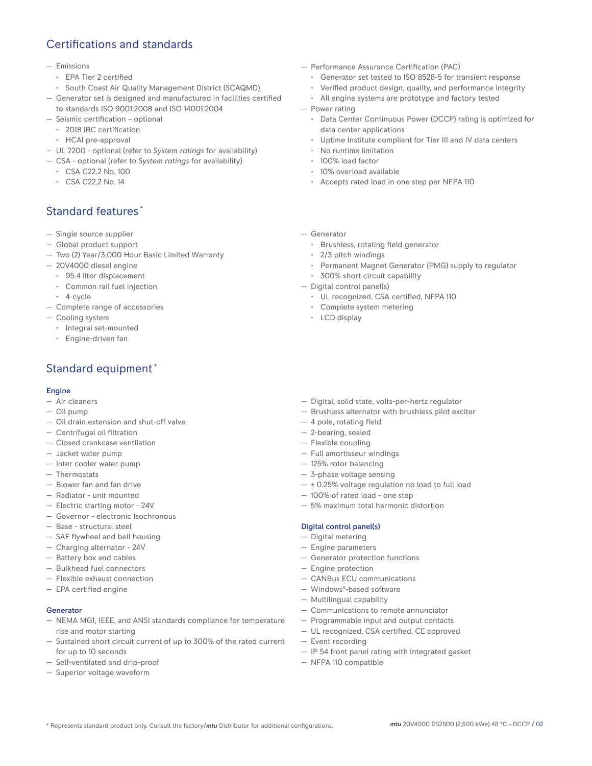## Certifications and standards

- Emissions
  - EPA Tier 2 certified
  - South Coast Air Quality Management District (SCAQMD)
- Generator set is designed and manufactured in facilities certified to standards ISO 9001:2008 and ISO 14001:2004
- Seismic certification – optional
  - 2018 IBC certification
  - HCAI pre-approval
- UL 2200 - optional (refer to *System ratings* for availability)
- CSA - optional (refer to *System ratings* for availability)
  - CSA C22.2 No. 100
  - CSA C22.2 No. 14
- Performance Assurance Certification (PAC)
  - Generator set tested to ISO 8528-5 for transient response
  - Verified product design, quality, and performance integrity
  - All engine systems are prototype and factory tested
- Power rating
  - Data Center Continuous Power (DCCP) rating is optimized for data center applications
  - Uptime Institute compliant for Tier III and IV data centers
  - No runtime limitation
  - 100% load factor
  - 10% overload available
  - Accepts rated load in one step per NFPA 110

## Standard features *

- Single source supplier
- Global product support
- Two (2) Year/3,000 Hour Basic Limited Warranty
- 20V4000 diesel engine
  - 95.4 liter displacement
  - Common rail fuel injection
  - 4-cycle
- Complete range of accessories
- Cooling system
  - Integral set-mounted
  - Engine-driven fan
- Generator
  - Brushless, rotating field generator
  - 2/3 pitch windings
  - Permanent Magnet Generator (PMG) supply to regulator
  - 300% short circuit capability
- Digital control panel(s)
  - UL recognized, CSA certified, NFPA 110
  - Complete system metering
  - LCD display

## Standard equipment *

### Engine

- Air cleaners
- Oil pump
- Oil drain extension and shut-off valve
- Centrifugal oil filtration
- Closed crankcase ventilation
- Jacket water pump
- Inter cooler water pump
- Thermostats
- Blower fan and fan drive
- Radiator - unit mounted
- Electric starting motor - 24V
- Governor - electronic Isochronous
- Base - structural steel
- SAE flywheel and bell housing
- Charging alternator - 24V
- Battery box and cables
- Bulkhead fuel connectors
- Flexible exhaust connection
- EPA certified engine

### Generator

- NEMA MG1, IEEE, and ANSI standards compliance for temperature rise and motor starting
- Sustained short circuit current of up to 300% of the rated current for up to 10 seconds
- Self-ventilated and drip-proof
- Superior voltage waveform
- Digital, solid state, volts-per-hertz regulator
- Brushless alternator with brushless pilot exciter
- 4 pole, rotating field
- 2-bearing, sealed
- Flexible coupling
- Full amortisseur windings
- 125% rotor balancing
- 3-phase voltage sensing
- ± 0.25% voltage regulation no load to full load
- 100% of rated load - one step
- 5% maximum total harmonic distortion

### Digital control panel(s)

- Digital metering
- Engine parameters
- Generator protection functions
- Engine protection
- CANBus ECU communications
- Windows®-based software
- Multilingual capability
- Communications to remote annunciator
- Programmable input and output contacts
- UL recognized, CSA certified, CE approved
- Event recording
- IP 54 front panel rating with integrated gasket
- NFPA 110 compatible

* Represents standard product only. Consult the factory/***mtu*** Distributor for additional configurations.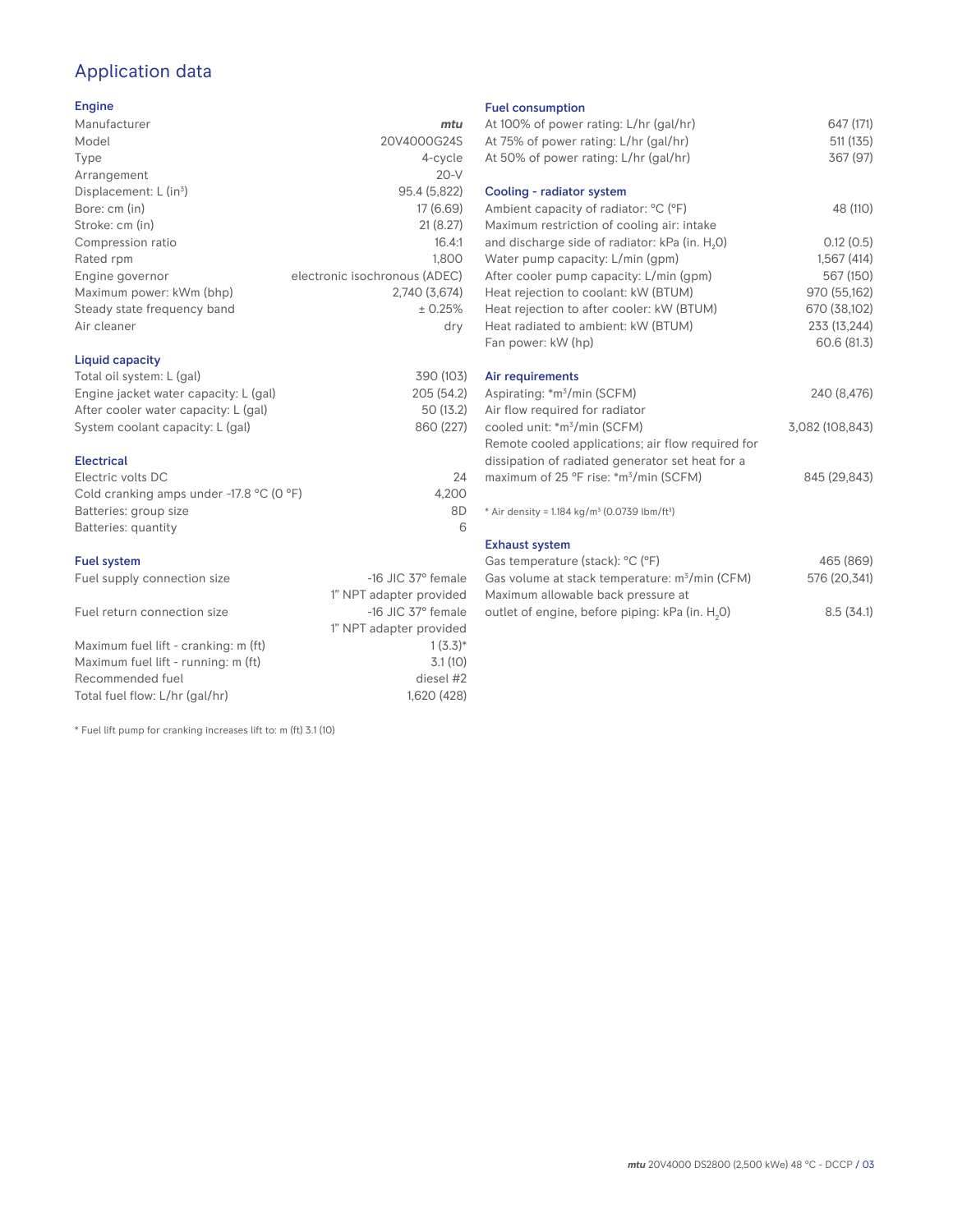# Application data

## Engine

| | |
|---|---|
| Manufacturer | *mtu* |
| Model | 20V4000G24S |
| Type | 4-cycle |
| Arrangement | 20-V |
| Displacement: L ($in^3$) | 95.4 (5,822) |
| Bore: cm (in) | 17 (6.69) |
| Stroke: cm (in) | 21 (8.27) |
| Compression ratio | 16.4:1 |
| Rated rpm | 1,800 |
| Engine governor | electronic isochronous (ADEC) |
| Maximum power: kWm (bhp) | 2,740 (3,674) |
| Steady state frequency band | ± 0.25% |
| Air cleaner | dry |

## Liquid capacity

| | |
|---|---|
| Total oil system: L (gal) | 390 (103) |
| Engine jacket water capacity: L (gal) | 205 (54.2) |
| After cooler water capacity: L (gal) | 50 (13.2) |
| System coolant capacity: L (gal) | 860 (227) |

## Electrical

| | |
|---|---|
| Electric volts DC | 24 |
| Cold cranking amps under -17.8 °C (0 °F) | 4,200 |
| Batteries: group size | 8D |
| Batteries: quantity | 6 |

## Fuel system

| | |
|---|---|
| Fuel supply connection size | -16 JIC 37° female<br>1" NPT adapter provided |
| Fuel return connection size | -16 JIC 37° female<br>1" NPT adapter provided |
| Maximum fuel lift - cranking: m (ft) | 1 (3.3)* |
| Maximum fuel lift - running: m (ft) | 3.1 (10) |
| Recommended fuel | diesel #2 |
| Total fuel flow: L/hr (gal/hr) | 1,620 (428) |

* Fuel lift pump for cranking increases lift to: m (ft) 3.1 (10)

## Fuel consumption

| | |
|---|---|
| At 100% of power rating: L/hr (gal/hr) | 647 (171) |
| At 75% of power rating: L/hr (gal/hr) | 511 (135) |
| At 50% of power rating: L/hr (gal/hr) | 367 (97) |

## Cooling - radiator system

| | |
|---|---|
| Ambient capacity of radiator: °C (°F) | 48 (110) |
| Maximum restriction of cooling air: intake and discharge side of radiator: kPa (in. $H_2O$) | 0.12 (0.5) |
| Water pump capacity: L/min (gpm) | 1,567 (414) |
| After cooler pump capacity: L/min (gpm) | 567 (150) |
| Heat rejection to coolant: kW (BTUM) | 970 (55,162) |
| Heat rejection to after cooler: kW (BTUM) | 670 (38,102) |
| Heat radiated to ambient: kW (BTUM) | 233 (13,244) |
| Fan power: kW (hp) | 60.6 (81.3) |

## Air requirements

| | |
|---|---|
| Aspirating: *$m^3$/min (SCFM) | 240 (8,476) |
| Air flow required for radiator cooled unit: *$m^3$/min (SCFM) | 3,082 (108,843) |
| Remote cooled applications; air flow required for dissipation of radiated generator set heat for a maximum of 25 °F rise: *$m^3$/min (SCFM) | 845 (29,843) |

* Air density = 1.184 kg/$m^3$ (0.0739 lbm/$ft^3$)

## Exhaust system

| | |
|---|---|
| Gas temperature (stack): °C (°F) | 465 (869) |
| Gas volume at stack temperature: $m^3$/min (CFM) | 576 (20,341) |
| Maximum allowable back pressure at outlet of engine, before piping: kPa (in. $H_2O$) | 8.5 (34.1) |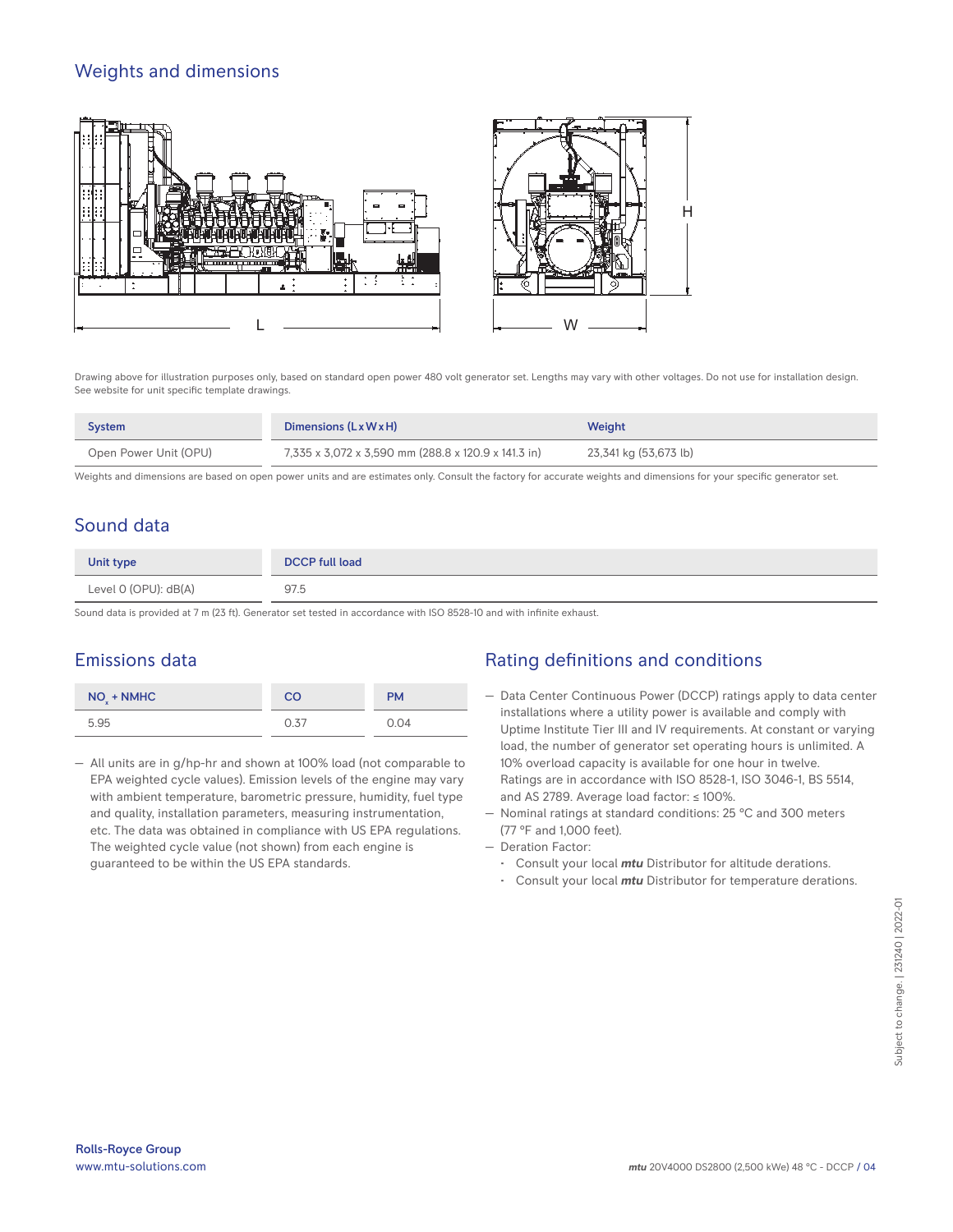## Weights and dimensions

L

W

H

Drawing above for illustration purposes only, based on standard open power 480 volt generator set. Lengths may vary with other voltages. Do not use for installation design. See website for unit specific template drawings.

| System | Dimensions (L x W x H) | Weight |
|---|---|---|
| Open Power Unit (OPU) | 7,335 x 3,072 x 3,590 mm (288.8 x 120.9 x 141.3 in) | 23,341 kg (53,673 lb) |

Weights and dimensions are based on open power units and are estimates only. Consult the factory for accurate weights and dimensions for your specific generator set.

## Sound data

| Unit type | DCCP full load |
|---|---|
| Level 0 (OPU): dB(A) | 97.5 |

Sound data is provided at 7 m (23 ft). Generator set tested in accordance with ISO 8528-10 and with infinite exhaust.

## Emissions data

| $NO_x$ + NMHC | CO | PM |
|---|---|---|
| 5.95 | 0.37 | 0.04 |

— All units are in g/hp-hr and shown at 100% load (not comparable to EPA weighted cycle values). Emission levels of the engine may vary with ambient temperature, barometric pressure, humidity, fuel type and quality, installation parameters, measuring instrumentation, etc. The data was obtained in compliance with US EPA regulations. The weighted cycle value (not shown) from each engine is guaranteed to be within the US EPA standards.

## Rating definitions and conditions

— Data Center Continuous Power (DCCP) ratings apply to data center installations where a utility power is available and comply with Uptime Institute Tier III and IV requirements. At constant or varying load, the number of generator set operating hours is unlimited. A 10% overload capacity is available for one hour in twelve. Ratings are in accordance with ISO 8528-1, ISO 3046-1, BS 5514, and AS 2789. Average load factor: ≤ 100%.

— Nominal ratings at standard conditions: 25 °C and 300 meters (77 °F and 1,000 feet).

— Deration Factor:
- Consult your local ***mtu*** Distributor for altitude derations.
- Consult your local ***mtu*** Distributor for temperature derations.

Subject to change. | 231240 | 2022-01

Rolls-Royce Group
www.mtu-solutions.com

***mtu*** 20V4000 DS2800 (2,500 kWe) 48 °C - DCCP